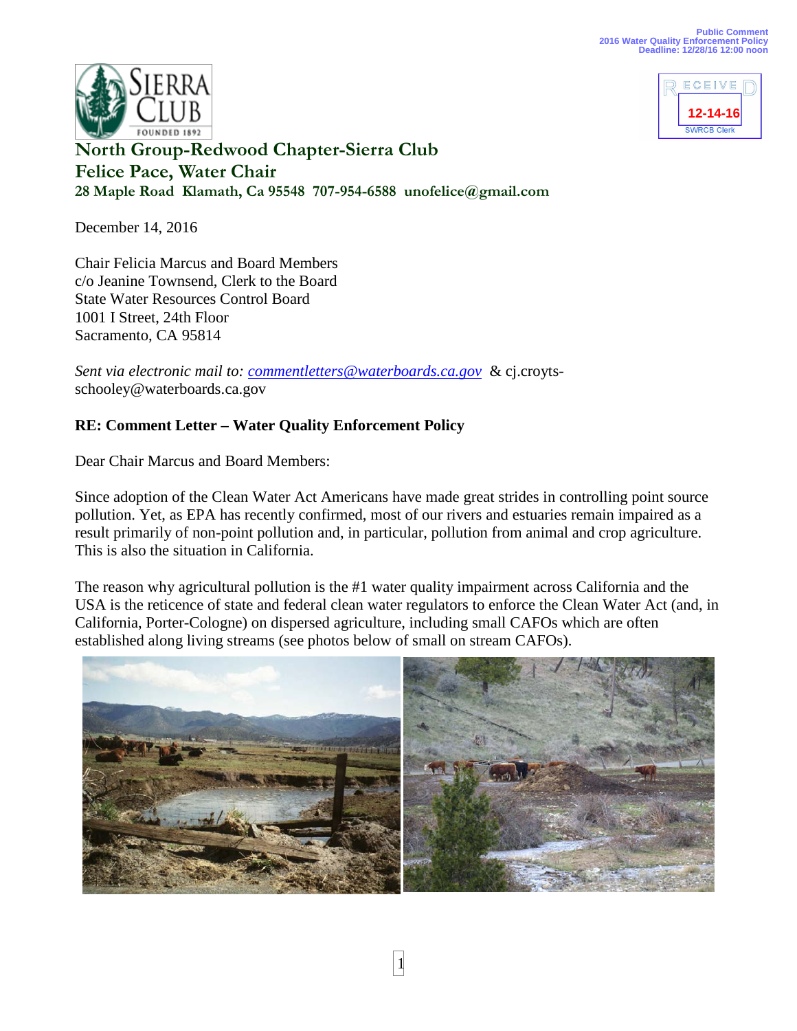Public Comment
2016 Water Quality Enforcement Policy
Deadline: 12/28/16 12:00 noon

RECEIVED
12-14-16
SWRCB Clerk

**North Group-Redwood Chapter-Sierra Club**
**Felice Pace, Water Chair**
**28 Maple Road Klamath, Ca 95548 707-954-6588 unofelice@gmail.com**

December 14, 2016

Chair Felicia Marcus and Board Members
c/o Jeanine Townsend, Clerk to the Board
State Water Resources Control Board
1001 I Street, 24th Floor
Sacramento, CA 95814

*Sent via electronic mail to: commentletters@waterboards.ca.gov* & cj.croyts-schooley@waterboards.ca.gov

**RE: Comment Letter – Water Quality Enforcement Policy**

Dear Chair Marcus and Board Members:

Since adoption of the Clean Water Act Americans have made great strides in controlling point source pollution. Yet, as EPA has recently confirmed, most of our rivers and estuaries remain impaired as a result primarily of non-point pollution and, in particular, pollution from animal and crop agriculture. This is also the situation in California.

The reason why agricultural pollution is the #1 water quality impairment across California and the USA is the reticence of state and federal clean water regulators to enforce the Clean Water Act (and, in California, Porter-Cologne) on dispersed agriculture, including small CAFOs which are often established along living streams (see photos below of small on stream CAFOs).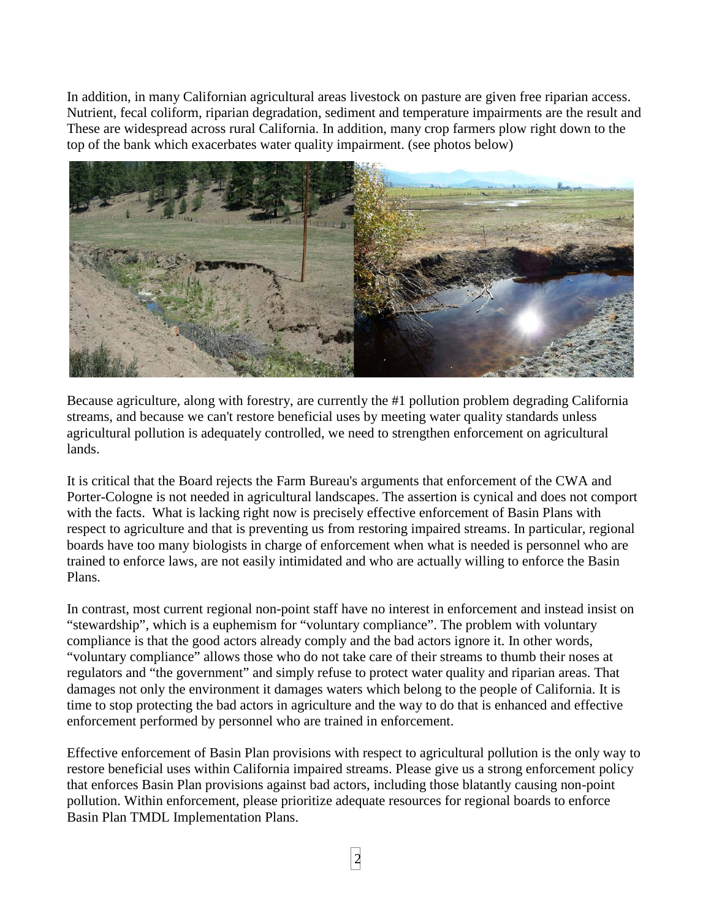In addition, in many Californian agricultural areas livestock on pasture are given free riparian access. Nutrient, fecal coliform, riparian degradation, sediment and temperature impairments are the result and These are widespread across rural California. In addition, many crop farmers plow right down to the top of the bank which exacerbates water quality impairment. (see photos below)

Because agriculture, along with forestry, are currently the #1 pollution problem degrading California streams, and because we can't restore beneficial uses by meeting water quality standards unless agricultural pollution is adequately controlled, we need to strengthen enforcement on agricultural lands.

It is critical that the Board rejects the Farm Bureau's arguments that enforcement of the CWA and Porter-Cologne is not needed in agricultural landscapes. The assertion is cynical and does not comport with the facts. What is lacking right now is precisely effective enforcement of Basin Plans with respect to agriculture and that is preventing us from restoring impaired streams. In particular, regional boards have too many biologists in charge of enforcement when what is needed is personnel who are trained to enforce laws, are not easily intimidated and who are actually willing to enforce the Basin Plans.

In contrast, most current regional non-point staff have no interest in enforcement and instead insist on "stewardship", which is a euphemism for "voluntary compliance". The problem with voluntary compliance is that the good actors already comply and the bad actors ignore it. In other words, "voluntary compliance" allows those who do not take care of their streams to thumb their noses at regulators and "the government" and simply refuse to protect water quality and riparian areas. That damages not only the environment it damages waters which belong to the people of California. It is time to stop protecting the bad actors in agriculture and the way to do that is enhanced and effective enforcement performed by personnel who are trained in enforcement.

Effective enforcement of Basin Plan provisions with respect to agricultural pollution is the only way to restore beneficial uses within California impaired streams. Please give us a strong enforcement policy that enforces Basin Plan provisions against bad actors, including those blatantly causing non-point pollution. Within enforcement, please prioritize adequate resources for regional boards to enforce Basin Plan TMDL Implementation Plans.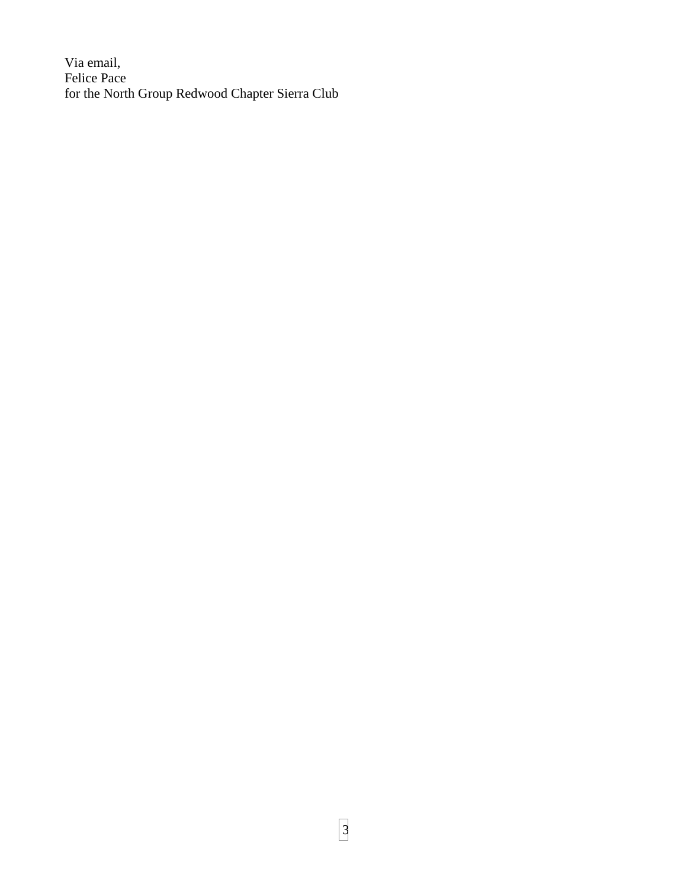Via email,  
Felice Pace  
for the North Group Redwood Chapter Sierra Club